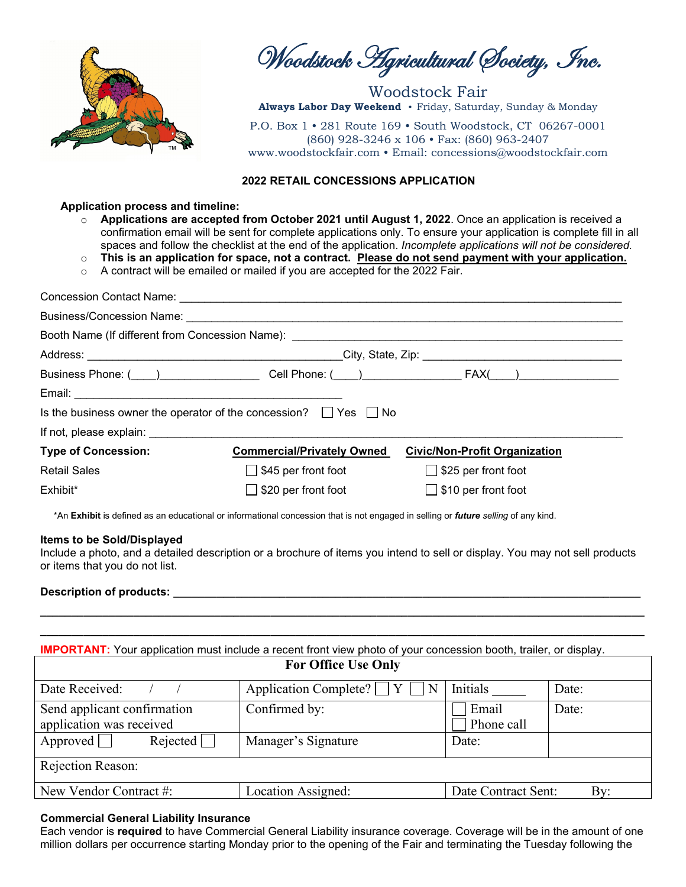# Woodstock Agricultural Society, Inc.

Woodstock Fair

**Always Labor Day Weekend** • Friday, Saturday, Sunday & Monday

P.O. Box 1 • 281 Route 169 • South Woodstock, CT 06267-0001
(860) 928-3246 x 106 • Fax: (860) 963-2407
www.woodstockfair.com • Email: concessions@woodstockfair.com

## 2022 RETAIL CONCESSIONS APPLICATION

**Application process and timeline:**

- **Applications are accepted from October 2021 until August 1, 2022**. Once an application is received a confirmation email will be sent for complete applications only. To ensure your application is complete fill in all spaces and follow the checklist at the end of the application. *Incomplete applications will not be considered.*
- **This is an application for space, not a contract. Please do not send payment with your application.**
- A contract will be emailed or mailed if you are accepted for the 2022 Fair.

Concession Contact Name: ___________________________________________

Business/Concession Name: ___________________________________________

Booth Name (If different from Concession Name): ______________________________

Address: ______________________________ City, State, Zip: ______________________

Business Phone: (____)______________ Cell Phone: (____)______________ FAX(____)______________

Email: ______________________________

Is the business owner the operator of the concession? ☐ Yes ☐ No

If not, please explain: ___________________________________________

| **Type of Concession:** | **Commercial/Privately Owned** | **Civic/Non-Profit Organization** |
|---|---|---|
| Retail Sales | ☐ $45 per front foot | ☐ $25 per front foot |
| Exhibit* | ☐ $20 per front foot | ☐ $10 per front foot |

*An **Exhibit** is defined as an educational or informational concession that is not engaged in selling or ***future*** *selling* of any kind.

**Items to be Sold/Displayed**

Include a photo, and a detailed description or a brochure of items you intend to sell or display. You may not sell products or items that you do not list.

**Description of products:** ___________________________________________

___________________________________________

___________________________________________

**IMPORTANT:** Your application must include a recent front view photo of your concession booth, trailer, or display.

| For Office Use Only | | | |
|---|---|---|---|
| Date Received: / / | Application Complete? ☐ Y ☐ N | Initials _____ | Date: |
| Send applicant confirmation application was received | Confirmed by: | ☐ Email ☐ Phone call | Date: |
| Approved ☐ Rejected ☐ | Manager's Signature | Date: | |
| Rejection Reason: | | | |
| New Vendor Contract #: | Location Assigned: | Date Contract Sent: By: | |

**Commercial General Liability Insurance**

Each vendor is **required** to have Commercial General Liability insurance coverage. Coverage will be in the amount of one million dollars per occurrence starting Monday prior to the opening of the Fair and terminating the Tuesday following the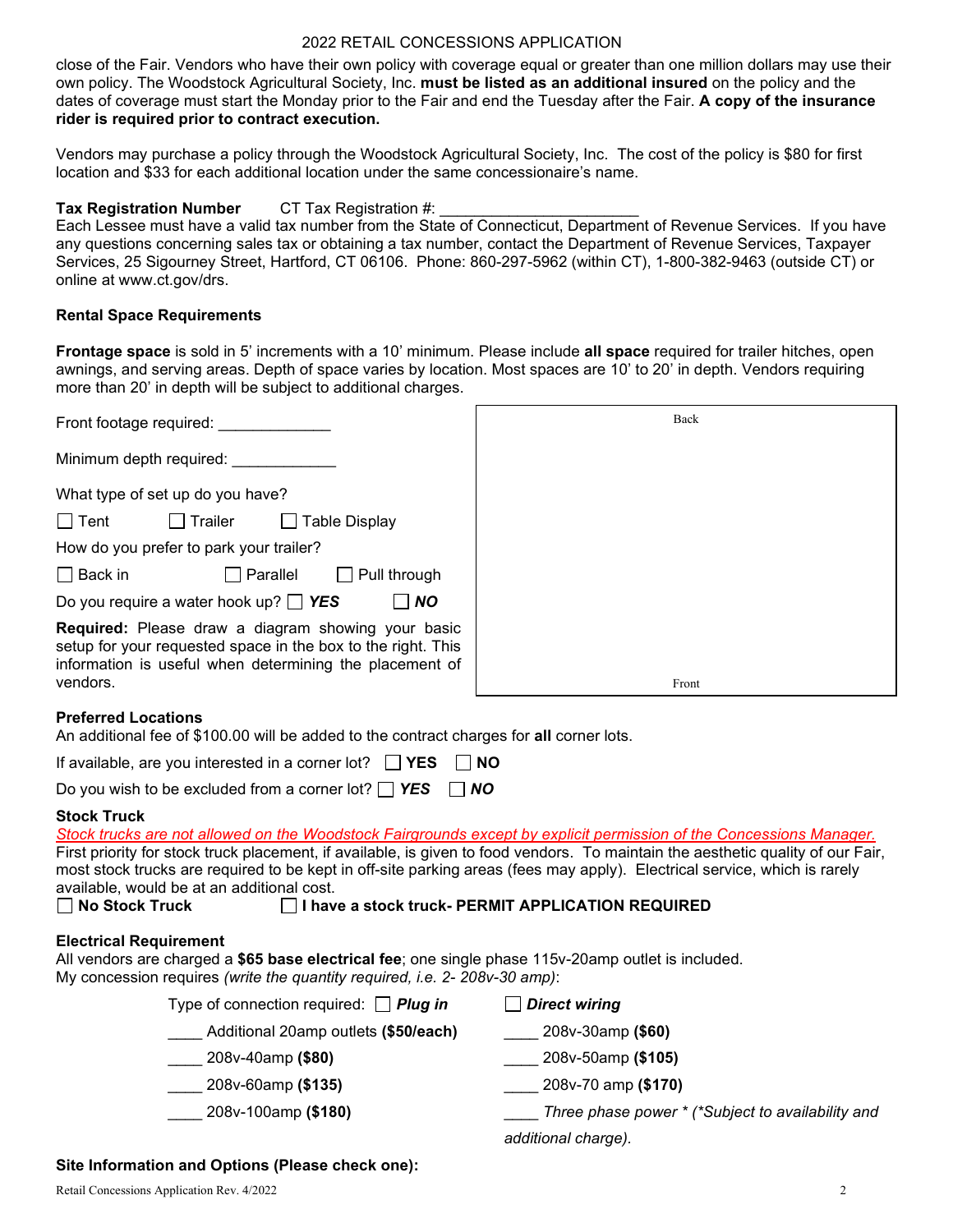close of the Fair. Vendors who have their own policy with coverage equal or greater than one million dollars may use their own policy. The Woodstock Agricultural Society, Inc. **must be listed as an additional insured** on the policy and the dates of coverage must start the Monday prior to the Fair and end the Tuesday after the Fair. **A copy of the insurance rider is required prior to contract execution.**

Vendors may purchase a policy through the Woodstock Agricultural Society, Inc. The cost of the policy is $80 for first location and $33 for each additional location under the same concessionaire's name.

**Tax Registration Number** CT Tax Registration #: ______________________

Each Lessee must have a valid tax number from the State of Connecticut, Department of Revenue Services. If you have any questions concerning sales tax or obtaining a tax number, contact the Department of Revenue Services, Taxpayer Services, 25 Sigourney Street, Hartford, CT 06106. Phone: 860-297-5962 (within CT), 1-800-382-9463 (outside CT) or online at www.ct.gov/drs.

### Rental Space Requirements

**Frontage space** is sold in 5' increments with a 10' minimum. Please include **all space** required for trailer hitches, open awnings, and serving areas. Depth of space varies by location. Most spaces are 10' to 20' in depth. Vendors requiring more than 20' in depth will be subject to additional charges.

Front footage required: _____________

Minimum depth required: ____________

What type of set up do you have?

☐ Tent ☐ Trailer ☐ Table Display

How do you prefer to park your trailer?

☐ Back in ☐ Parallel ☐ Pull through

Do you require a water hook up? ☐ ***YES*** ☐ ***NO***

**Required:** Please draw a diagram showing your basic setup for your requested space in the box to the right. This information is useful when determining the placement of vendors.

[Diagram box — Back / Front]

### Preferred Locations

An additional fee of $100.00 will be added to the contract charges for **all** corner lots.

If available, are you interested in a corner lot? ☐ **YES** ☐ **NO**

Do you wish to be excluded from a corner lot? ☐ ***YES*** ☐ ***NO***

### Stock Truck

*Stock trucks are not allowed on the Woodstock Fairgrounds except by explicit permission of the Concessions Manager.*

First priority for stock truck placement, if available, is given to food vendors. To maintain the aesthetic quality of our Fair, most stock trucks are required to be kept in off-site parking areas (fees may apply). Electrical service, which is rarely available, would be at an additional cost.

☐ **No Stock Truck** ☐ **I have a stock truck- PERMIT APPLICATION REQUIRED**

### Electrical Requirement

All vendors are charged a **$65 base electrical fee**; one single phase 115v-20amp outlet is included.
My concession requires *(write the quantity required, i.e. 2- 208v-30 amp)*:

Type of connection required: ☐ ***Plug in*** ☐ ***Direct wiring***

____ Additional 20amp outlets **($50/each)**

____ 208v-30amp **($60)**

____ 208v-40amp **($80)**

____ 208v-50amp **($105)**

____ 208v-60amp **($135)**

____ 208v-70 amp **($170)**

____ 208v-100amp **($180)**

____ *Three phase power \* (\*Subject to availability and additional charge).*

### Site Information and Options (Please check one):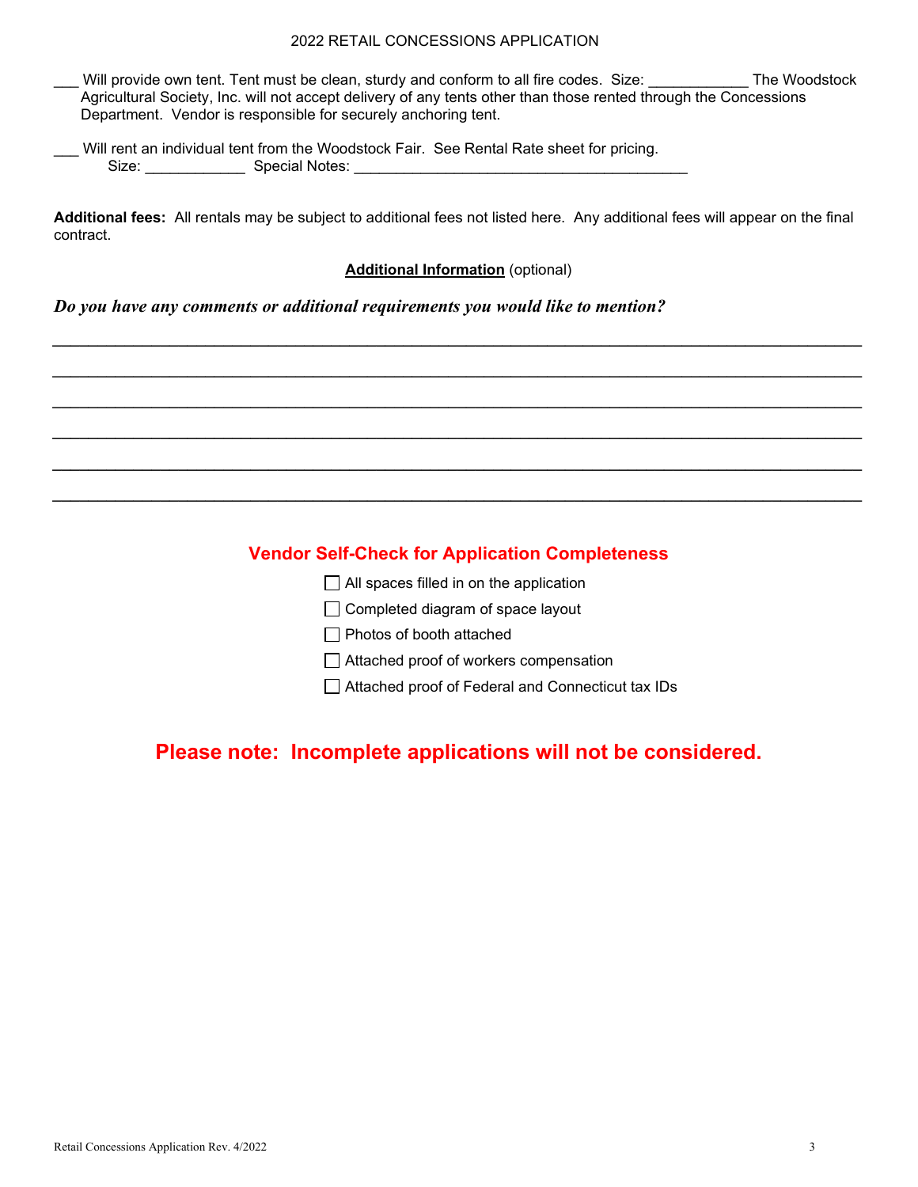2022 RETAIL CONCESSIONS APPLICATION

___ Will provide own tent. Tent must be clean, sturdy and conform to all fire codes. Size: ____________ The Woodstock Agricultural Society, Inc. will not accept delivery of any tents other than those rented through the Concessions Department. Vendor is responsible for securely anchoring tent.

___ Will rent an individual tent from the Woodstock Fair. See Rental Rate sheet for pricing.
Size: ____________ Special Notes: ________________________________________

**Additional fees:** All rentals may be subject to additional fees not listed here. Any additional fees will appear on the final contract.

**Additional Information** (optional)

***Do you have any comments or additional requirements you would like to mention?***

______________________________________________________________________________

______________________________________________________________________________

______________________________________________________________________________

______________________________________________________________________________

______________________________________________________________________________

______________________________________________________________________________

## Vendor Self-Check for Application Completeness

- ☐ All spaces filled in on the application
- ☐ Completed diagram of space layout
- ☐ Photos of booth attached
- ☐ Attached proof of workers compensation
- ☐ Attached proof of Federal and Connecticut tax IDs

## Please note: Incomplete applications will not be considered.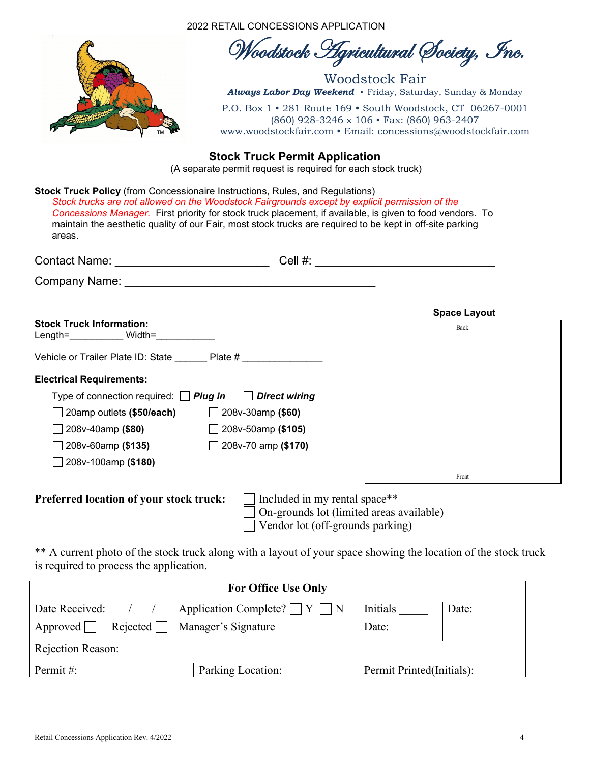2022 RETAIL CONCESSIONS APPLICATION

# Woodstock Agricultural Society, Inc.

## Woodstock Fair

***Always Labor Day Weekend*** • Friday, Saturday, Sunday & Monday

P.O. Box 1 • 281 Route 169 • South Woodstock, CT 06267-0001
(860) 928-3246 x 106 • Fax: (860) 963-2407
www.woodstockfair.com • Email: concessions@woodstockfair.com

## Stock Truck Permit Application

(A separate permit request is required for each stock truck)

**Stock Truck Policy** (from Concessionaire Instructions, Rules, and Regulations)

*Stock trucks are not allowed on the Woodstock Fairgrounds except by explicit permission of the Concessions Manager.* First priority for stock truck placement, if available, is given to food vendors. To maintain the aesthetic quality of our Fair, most stock trucks are required to be kept in off-site parking areas.

Contact Name: ________________________ Cell #: ____________________________

Company Name: _______________________________________

**Stock Truck Information:**

Length=__________ Width=___________

Vehicle or Trailer Plate ID: State ______ Plate # _______________

**Electrical Requirements:**

Type of connection required: ☐ ***Plug in*** ☐ ***Direct wiring***

☐ 20amp outlets **($50/each)** ☐ 208v-30amp **($60)**

☐ 208v-40amp **($80)** ☐ 208v-50amp **($105)**

☐ 208v-60amp **($135)** ☐ 208v-70 amp **($170)**

☐ 208v-100amp **($180)**

**Space Layout**

Back

Front

**Preferred location of your stock truck:**

☐ Included in my rental space**
☐ On-grounds lot (limited areas available)
☐ Vendor lot (off-grounds parking)

** A current photo of the stock truck along with a layout of your space showing the location of the stock truck is required to process the application.

| **For Office Use Only** | | | |
|---|---|---|---|
| Date Received: / / | Application Complete? ☐ Y ☐ N | Initials _____ | Date: |
| Approved ☐ Rejected ☐ | Manager's Signature | Date: | |
| Rejection Reason: | | | |
| Permit #: | Parking Location: | Permit Printed(Initials): | |

Retail Concessions Application Rev. 4/2022